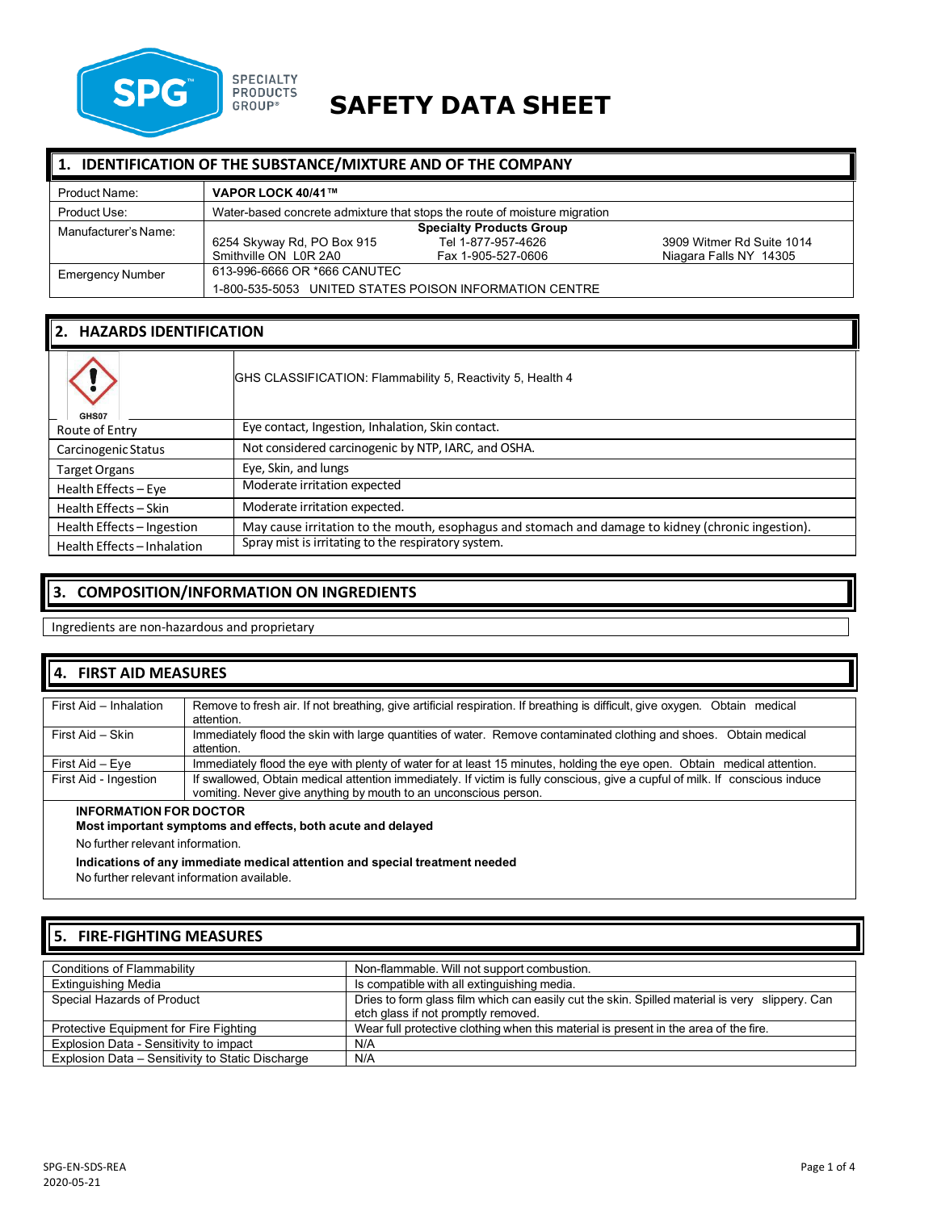SPG SPECIALTY PRODUCTS GROUP®

# SAFETY DATA SHEET

## 1. IDENTIFICATION OF THE SUBSTANCE/MIXTURE AND OF THE COMPANY

| | |
|---|---|
| Product Name: | **VAPOR LOCK 40/41™** |
| Product Use: | Water-based concrete admixture that stops the route of moisture migration |
| Manufacturer's Name: | **Specialty Products Group**<br>6254 Skyway Rd, PO Box 915 Smithville ON L0R 2A0 — Tel 1-877-957-4626 Fax 1-905-527-0606 — 3909 Witmer Rd Suite 1014 Niagara Falls NY 14305 |
| Emergency Number | 613-996-6666 OR *666 CANUTEC<br>1-800-535-5053 UNITED STATES POISON INFORMATION CENTRE |

## 2. HAZARDS IDENTIFICATION

| | |
|---|---|
| GHS07 | GHS CLASSIFICATION: Flammability 5, Reactivity 5, Health 4 |
| Route of Entry | Eye contact, Ingestion, Inhalation, Skin contact. |
| Carcinogenic Status | Not considered carcinogenic by NTP, IARC, and OSHA. |
| Target Organs | Eye, Skin, and lungs |
| Health Effects – Eye | Moderate irritation expected |
| Health Effects – Skin | Moderate irritation expected. |
| Health Effects – Ingestion | May cause irritation to the mouth, esophagus and stomach and damage to kidney (chronic ingestion). |
| Health Effects – Inhalation | Spray mist is irritating to the respiratory system. |

## 3. COMPOSITION/INFORMATION ON INGREDIENTS

Ingredients are non-hazardous and proprietary

## 4. FIRST AID MEASURES

| | |
|---|---|
| First Aid – Inhalation | Remove to fresh air. If not breathing, give artificial respiration. If breathing is difficult, give oxygen. Obtain medical attention. |
| First Aid – Skin | Immediately flood the skin with large quantities of water. Remove contaminated clothing and shoes. Obtain medical attention. |
| First Aid – Eye | Immediately flood the eye with plenty of water for at least 15 minutes, holding the eye open. Obtain medical attention. |
| First Aid - Ingestion | If swallowed, Obtain medical attention immediately. If victim is fully conscious, give a cupful of milk. If conscious induce vomiting. Never give anything by mouth to an unconscious person. |

**INFORMATION FOR DOCTOR**

**Most important symptoms and effects, both acute and delayed**

No further relevant information.

**Indications of any immediate medical attention and special treatment needed**

No further relevant information available.

## 5. FIRE-FIGHTING MEASURES

| | |
|---|---|
| Conditions of Flammability | Non-flammable. Will not support combustion. |
| Extinguishing Media | Is compatible with all extinguishing media. |
| Special Hazards of Product | Dries to form glass film which can easily cut the skin. Spilled material is very slippery. Can etch glass if not promptly removed. |
| Protective Equipment for Fire Fighting | Wear full protective clothing when this material is present in the area of the fire. |
| Explosion Data - Sensitivity to impact | N/A |
| Explosion Data – Sensitivity to Static Discharge | N/A |

SPG-EN-SDS-REA
2020-05-21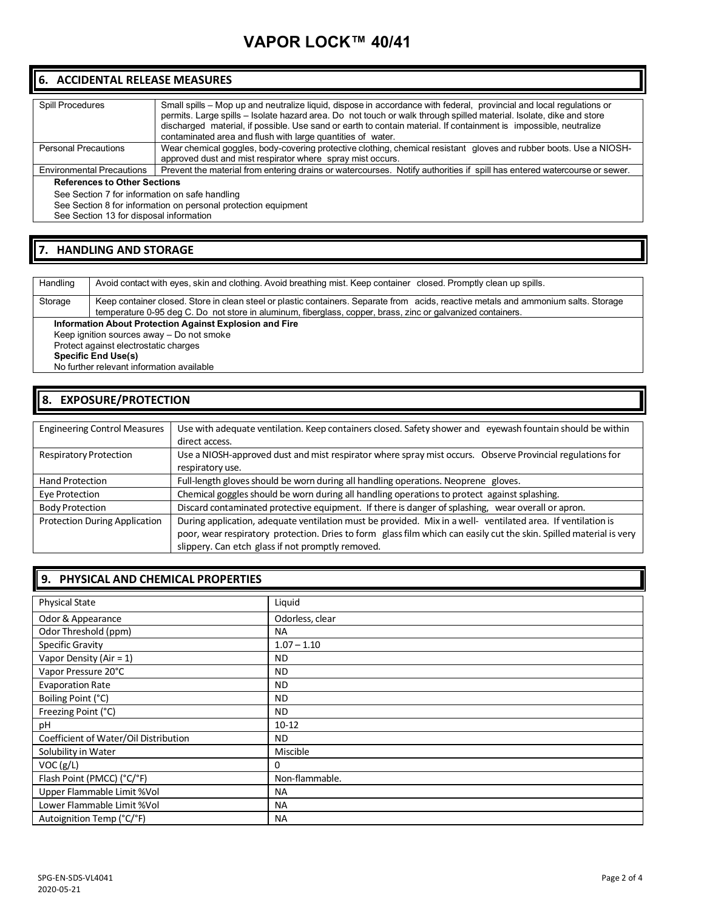## 6. ACCIDENTAL RELEASE MEASURES

| | |
|---|---|
| Spill Procedures | Small spills – Mop up and neutralize liquid, dispose in accordance with federal, provincial and local regulations or permits. Large spills – Isolate hazard area. Do not touch or walk through spilled material. Isolate, dike and store discharged material, if possible. Use sand or earth to contain material. If containment is impossible, neutralize contaminated area and flush with large quantities of water. |
| Personal Precautions | Wear chemical goggles, body-covering protective clothing, chemical resistant gloves and rubber boots. Use a NIOSH-approved dust and mist respirator where spray mist occurs. |
| Environmental Precautions | Prevent the material from entering drains or watercourses. Notify authorities if spill has entered watercourse or sewer. |

**References to Other Sections**

See Section 7 for information on safe handling
See Section 8 for information on personal protection equipment
See Section 13 for disposal information

## 7. HANDLING AND STORAGE

| | |
|---|---|
| Handling | Avoid contact with eyes, skin and clothing. Avoid breathing mist. Keep container closed. Promptly clean up spills. |
| Storage | Keep container closed. Store in clean steel or plastic containers. Separate from acids, reactive metals and ammonium salts. Storage temperature 0-95 deg C. Do not store in aluminum, fiberglass, copper, brass, zinc or galvanized containers. |

**Information About Protection Against Explosion and Fire**

Keep ignition sources away – Do not smoke
Protect against electrostatic charges

**Specific End Use(s)**

No further relevant information available

## 8. EXPOSURE/PROTECTION

| | |
|---|---|
| Engineering Control Measures | Use with adequate ventilation. Keep containers closed. Safety shower and eyewash fountain should be within direct access. |
| Respiratory Protection | Use a NIOSH-approved dust and mist respirator where spray mist occurs. Observe Provincial regulations for respiratory use. |
| Hand Protection | Full-length gloves should be worn during all handling operations. Neoprene gloves. |
| Eye Protection | Chemical goggles should be worn during all handling operations to protect against splashing. |
| Body Protection | Discard contaminated protective equipment. If there is danger of splashing, wear overall or apron. |
| Protection During Application | During application, adequate ventilation must be provided. Mix in a well- ventilated area. If ventilation is poor, wear respiratory protection. Dries to form glass film which can easily cut the skin. Spilled material is very slippery. Can etch glass if not promptly removed. |

## 9. PHYSICAL AND CHEMICAL PROPERTIES

| | |
|---|---|
| Physical State | Liquid |
| Odor & Appearance | Odorless, clear |
| Odor Threshold (ppm) | NA |
| Specific Gravity | 1.07 – 1.10 |
| Vapor Density (Air = 1) | ND |
| Vapor Pressure 20°C | ND |
| Evaporation Rate | ND |
| Boiling Point (°C) | ND |
| Freezing Point (°C) | ND |
| pH | 10-12 |
| Coefficient of Water/Oil Distribution | ND |
| Solubility in Water | Miscible |
| VOC (g/L) | 0 |
| Flash Point (PMCC) (°C/°F) | Non-flammable. |
| Upper Flammable Limit %Vol | NA |
| Lower Flammable Limit %Vol | NA |
| Autoignition Temp (°C/°F) | NA |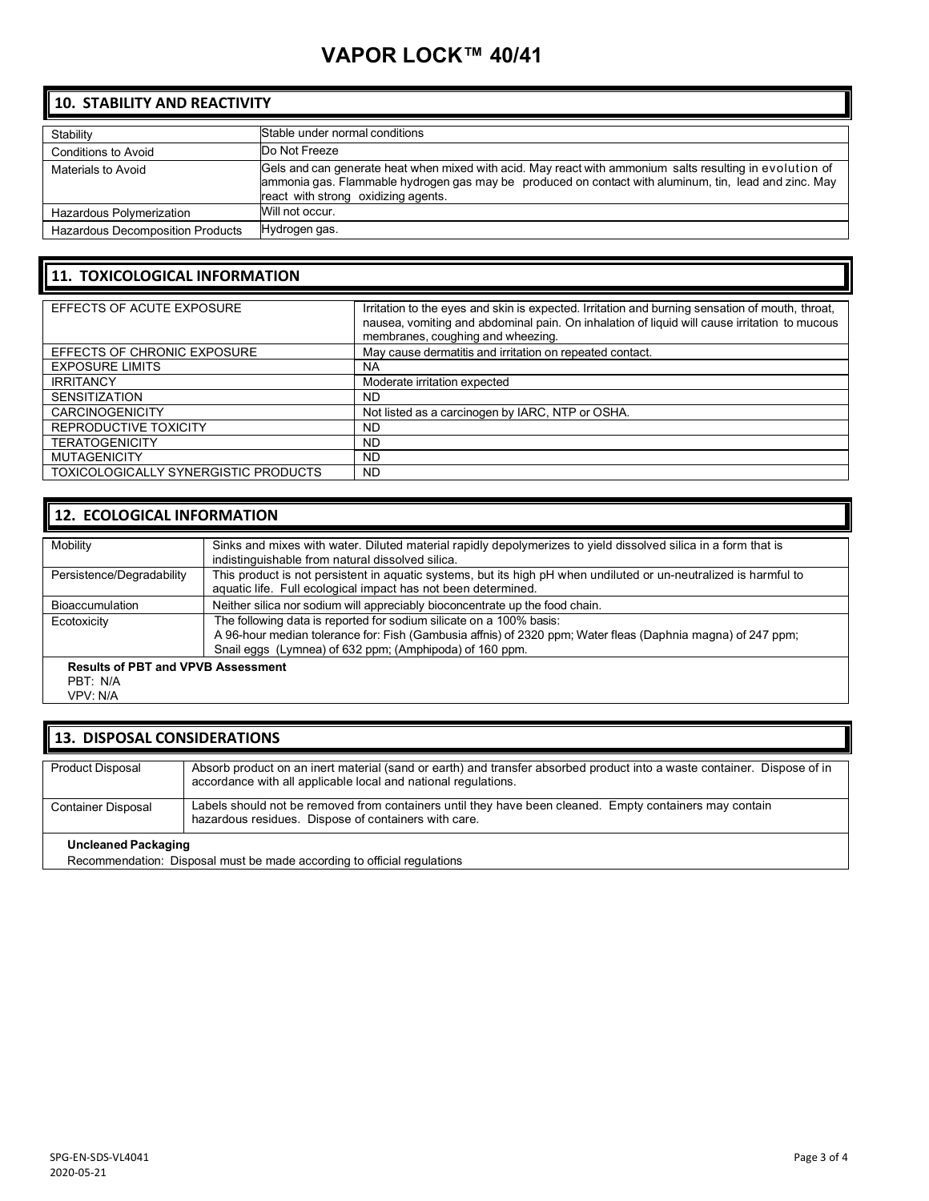# VAPOR LOCK™ 40/41

## 10. STABILITY AND REACTIVITY

| | |
|---|---|
| Stability | Stable under normal conditions |
| Conditions to Avoid | Do Not Freeze |
| Materials to Avoid | Gels and can generate heat when mixed with acid. May react with ammonium salts resulting in evolution of ammonia gas. Flammable hydrogen gas may be produced on contact with aluminum, tin, lead and zinc. May react with strong oxidizing agents. |
| Hazardous Polymerization | Will not occur. |
| Hazardous Decomposition Products | Hydrogen gas. |

## 11. TOXICOLOGICAL INFORMATION

| | |
|---|---|
| EFFECTS OF ACUTE EXPOSURE | Irritation to the eyes and skin is expected. Irritation and burning sensation of mouth, throat, nausea, vomiting and abdominal pain. On inhalation of liquid will cause irritation to mucous membranes, coughing and wheezing. |
| EFFECTS OF CHRONIC EXPOSURE | May cause dermatitis and irritation on repeated contact. |
| EXPOSURE LIMITS | NA |
| IRRITANCY | Moderate irritation expected |
| SENSITIZATION | ND |
| CARCINOGENICITY | Not listed as a carcinogen by IARC, NTP or OSHA. |
| REPRODUCTIVE TOXICITY | ND |
| TERATOGENICITY | ND |
| MUTAGENICITY | ND |
| TOXICOLOGICALLY SYNERGISTIC PRODUCTS | ND |

## 12. ECOLOGICAL INFORMATION

| | |
|---|---|
| Mobility | Sinks and mixes with water. Diluted material rapidly depolymerizes to yield dissolved silica in a form that is indistinguishable from natural dissolved silica. |
| Persistence/Degradability | This product is not persistent in aquatic systems, but its high pH when undiluted or un-neutralized is harmful to aquatic life. Full ecological impact has not been determined. |
| Bioaccumulation | Neither silica nor sodium will appreciably bioconcentrate up the food chain. |
| Ecotoxicity | The following data is reported for sodium silicate on a 100% basis: A 96-hour median tolerance for: Fish (Gambusia affnis) of 2320 ppm; Water fleas (Daphnia magna) of 247 ppm; Snail eggs (Lymnea) of 632 ppm; (Amphipoda) of 160 ppm. |

**Results of PBT and VPVB Assessment**

PBT: N/A

VPV: N/A

## 13. DISPOSAL CONSIDERATIONS

| | |
|---|---|
| Product Disposal | Absorb product on an inert material (sand or earth) and transfer absorbed product into a waste container. Dispose of in accordance with all applicable local and national regulations. |
| Container Disposal | Labels should not be removed from containers until they have been cleaned. Empty containers may contain hazardous residues. Dispose of containers with care. |

**Uncleaned Packaging**

Recommendation: Disposal must be made according to official regulations

SPG-EN-SDS-VL4041
2020-05-21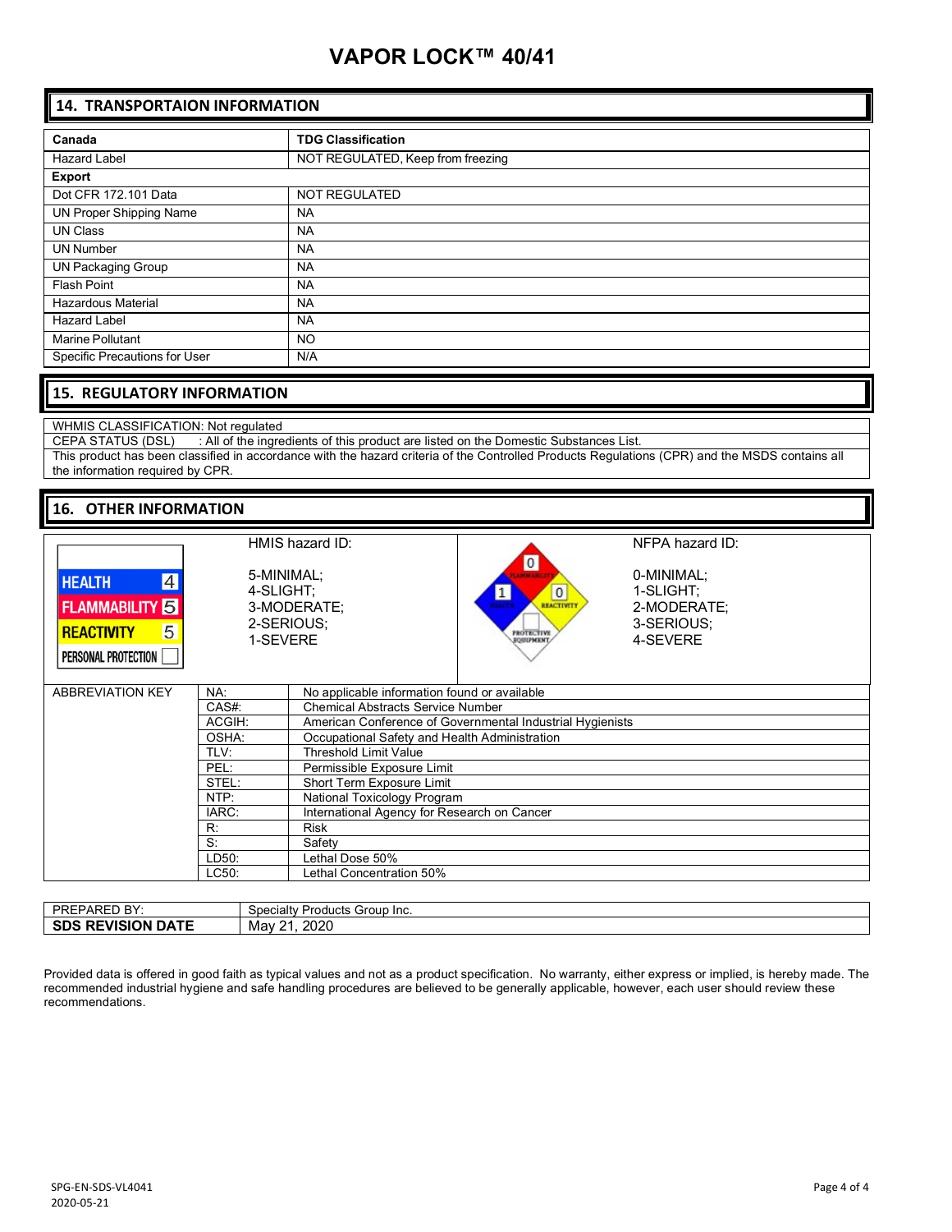# VAPOR LOCK™ 40/41

## 14. TRANSPORTAION INFORMATION

| Canada | TDG Classification |
|---|---|
| Hazard Label | NOT REGULATED, Keep from freezing |
| **Export** | |
| Dot CFR 172.101 Data | NOT REGULATED |
| UN Proper Shipping Name | NA |
| UN Class | NA |
| UN Number | NA |
| UN Packaging Group | NA |
| Flash Point | NA |
| Hazardous Material | NA |
| Hazard Label | NA |
| Marine Pollutant | NO |
| Specific Precautions for User | N/A |

## 15. REGULATORY INFORMATION

WHMIS CLASSIFICATION: Not regulated

CEPA STATUS (DSL) : All of the ingredients of this product are listed on the Domestic Substances List.

This product has been classified in accordance with the hazard criteria of the Controlled Products Regulations (CPR) and the MSDS contains all the information required by CPR.

## 16. OTHER INFORMATION

HEALTH 4
FLAMMABILITY 5
REACTIVITY 5
PERSONAL PROTECTION

HMIS hazard ID:

5-MINIMAL;
4-SLIGHT;
3-MODERATE;
2-SERIOUS;
1-SEVERE

FLAMMABILITY 0
HEALTH 1
REACTIVITY 0
PROTECTIVE EQUIPMENT

NFPA hazard ID:

0-MINIMAL;
1-SLIGHT;
2-MODERATE;
3-SERIOUS;
4-SEVERE

| ABBREVIATION KEY | | |
|---|---|---|
| | NA: | No applicable information found or available |
| | CAS#: | Chemical Abstracts Service Number |
| | ACGIH: | American Conference of Governmental Industrial Hygienists |
| | OSHA: | Occupational Safety and Health Administration |
| | TLV: | Threshold Limit Value |
| | PEL: | Permissible Exposure Limit |
| | STEL: | Short Term Exposure Limit |
| | NTP: | National Toxicology Program |
| | IARC: | International Agency for Research on Cancer |
| | R: | Risk |
| | S: | Safety |
| | LD50: | Lethal Dose 50% |
| | LC50: | Lethal Concentration 50% |

| | |
|---|---|
| PREPARED BY: | Specialty Products Group Inc. |
| **SDS REVISION DATE** | May 21, 2020 |

Provided data is offered in good faith as typical values and not as a product specification. No warranty, either express or implied, is hereby made. The recommended industrial hygiene and safe handling procedures are believed to be generally applicable, however, each user should review these recommendations.

SPG-EN-SDS-VL4041
2020-05-21